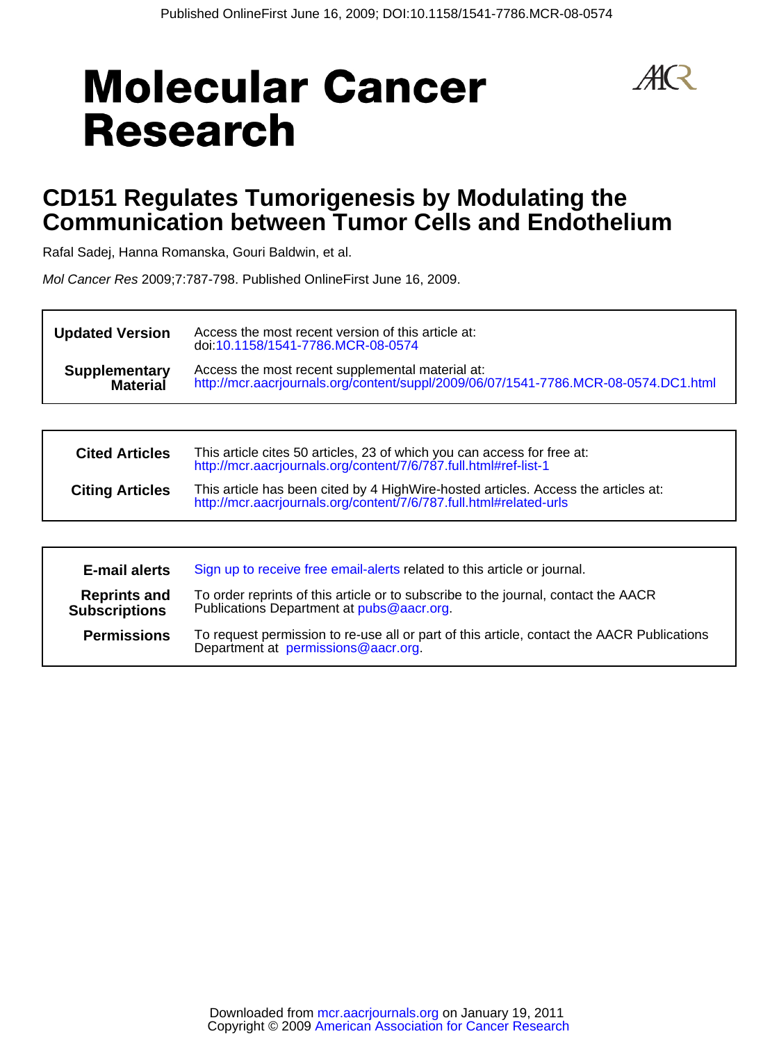Published OnlineFirst June 16, 2009; DOI:10.1158/1541-7786.MCR-08-0574

# Molecular Cancer Research

## CD151 Regulates Tumorigenesis by Modulating the Communication between Tumor Cells and Endothelium

Rafal Sadej, Hanna Romanska, Gouri Baldwin, et al.

*Mol Cancer Res* 2009;7:787-798. Published OnlineFirst June 16, 2009.

| | |
|---|---|
| **Updated Version** | Access the most recent version of this article at: doi:10.1158/1541-7786.MCR-08-0574 |
| **Supplementary Material** | Access the most recent supplemental material at: http://mcr.aacrjournals.org/content/suppl/2009/06/07/1541-7786.MCR-08-0574.DC1.html |

| | |
|---|---|
| **Cited Articles** | This article cites 50 articles, 23 of which you can access for free at: http://mcr.aacrjournals.org/content/7/6/787.full.html#ref-list-1 |
| **Citing Articles** | This article has been cited by 4 HighWire-hosted articles. Access the articles at: http://mcr.aacrjournals.org/content/7/6/787.full.html#related-urls |

| | |
|---|---|
| **E-mail alerts** | Sign up to receive free email-alerts related to this article or journal. |
| **Reprints and Subscriptions** | To order reprints of this article or to subscribe to the journal, contact the AACR Publications Department at pubs@aacr.org. |
| **Permissions** | To request permission to re-use all or part of this article, contact the AACR Publications Department at permissions@aacr.org. |

Downloaded from mcr.aacrjournals.org on January 19, 2011
Copyright © 2009 American Association for Cancer Research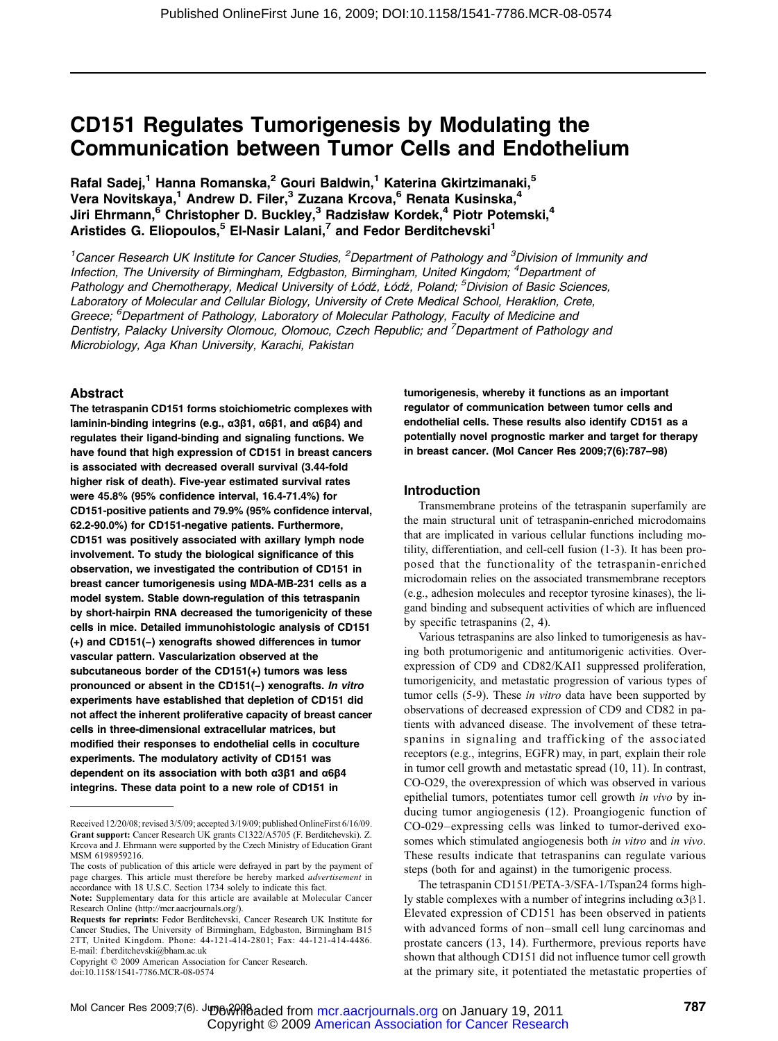# CD151 Regulates Tumorigenesis by Modulating the Communication between Tumor Cells and Endothelium

**Rafal Sadej,[1] Hanna Romanska,[2] Gouri Baldwin,[1] Katerina Gkirtzimanaki,[5] Vera Novitskaya,[1] Andrew D. Filer,[3] Zuzana Krcova,[6] Renata Kusinska,[4] Jiri Ehrmann,[6] Christopher D. Buckley,[3] Radzisław Kordek,[4] Piotr Potemski,[4] Aristides G. Eliopoulos,[5] El-Nasir Lalani,[7] and Fedor Berditchevski[1]**

*[1]Cancer Research UK Institute for Cancer Studies, [2]Department of Pathology and [3]Division of Immunity and Infection, The University of Birmingham, Edgbaston, Birmingham, United Kingdom; [4]Department of Pathology and Chemotherapy, Medical University of Łódź, Łódź, Poland; [5]Division of Basic Sciences, Laboratory of Molecular and Cellular Biology, University of Crete Medical School, Heraklion, Crete, Greece; [6]Department of Pathology, Laboratory of Molecular Pathology, Faculty of Medicine and Dentistry, Palacky University Olomouc, Olomouc, Czech Republic; and [7]Department of Pathology and Microbiology, Aga Khan University, Karachi, Pakistan*

## Abstract

**The tetraspanin CD151 forms stoichiometric complexes with laminin-binding integrins (e.g., α3β1, α6β1, and α6β4) and regulates their ligand-binding and signaling functions. We have found that high expression of CD151 in breast cancers is associated with decreased overall survival (3.44-fold higher risk of death). Five-year estimated survival rates were 45.8% (95% confidence interval, 16.4-71.4%) for CD151-positive patients and 79.9% (95% confidence interval, 62.2-90.0%) for CD151-negative patients. Furthermore, CD151 was positively associated with axillary lymph node involvement. To study the biological significance of this observation, we investigated the contribution of CD151 in breast cancer tumorigenesis using MDA-MB-231 cells as a model system. Stable down-regulation of this tetraspanin by short-hairpin RNA decreased the tumorigenicity of these cells in mice. Detailed immunohistologic analysis of CD151(+) and CD151(−) xenografts showed differences in tumor vascular pattern. Vascularization observed at the subcutaneous border of the CD151(+) tumors was less pronounced or absent in the CD151(−) xenografts. *In vitro* experiments have established that depletion of CD151 did not affect the inherent proliferative capacity of breast cancer cells in three-dimensional extracellular matrices, but modified their responses to endothelial cells in coculture experiments. The modulatory activity of CD151 was dependent on its association with both α3β1 and α6β4 integrins. These data point to a new role of CD151 in tumorigenesis, whereby it functions as an important regulator of communication between tumor cells and endothelial cells. These results also identify CD151 as a potentially novel prognostic marker and target for therapy in breast cancer. (Mol Cancer Res 2009;7(6):787–98)**

## Introduction

Transmembrane proteins of the tetraspanin superfamily are the main structural unit of tetraspanin-enriched microdomains that are implicated in various cellular functions including motility, differentiation, and cell-cell fusion (1-3). It has been proposed that the functionality of the tetraspanin-enriched microdomain relies on the associated transmembrane receptors (e.g., adhesion molecules and receptor tyrosine kinases), the ligand binding and subsequent activities of which are influenced by specific tetraspanins (2, 4).

Various tetraspanins are also linked to tumorigenesis as having both protumorigenic and antitumorigenic activities. Overexpression of CD9 and CD82/KAI1 suppressed proliferation, tumorigenicity, and metastatic progression of various types of tumor cells (5-9). These *in vitro* data have been supported by observations of decreased expression of CD9 and CD82 in patients with advanced disease. The involvement of these tetraspanins in signaling and trafficking of the associated receptors (e.g., integrins, EGFR) may, in part, explain their role in tumor cell growth and metastatic spread (10, 11). In contrast, CO-O29, the overexpression of which was observed in various epithelial tumors, potentiates tumor cell growth *in vivo* by inducing tumor angiogenesis (12). Proangiogenic function of CO-029–expressing cells was linked to tumor-derived exosomes which stimulated angiogenesis both *in vitro* and *in vivo*. These results indicate that tetraspanins can regulate various steps (both for and against) in the tumorigenic process.

The tetraspanin CD151/PETA-3/SFA-1/Tspan24 forms highly stable complexes with a number of integrins including α3β1. Elevated expression of CD151 has been observed in patients with advanced forms of non–small cell lung carcinomas and prostate cancers (13, 14). Furthermore, previous reports have shown that although CD151 did not influence tumor cell growth at the primary site, it potentiated the metastatic properties of

---

Received 12/20/08; revised 3/5/09; accepted 3/19/09; published OnlineFirst 6/16/09.

**Grant support:** Cancer Research UK grants C1322/A5705 (F. Berditchevski). Z. Krcova and J. Ehrmann were supported by the Czech Ministry of Education Grant MSM 6198959216.

The costs of publication of this article were defrayed in part by the payment of page charges. This article must therefore be hereby marked *advertisement* in accordance with 18 U.S.C. Section 1734 solely to indicate this fact.

**Note:** Supplementary data for this article are available at Molecular Cancer Research Online (http://mcr.aacrjournals.org/).

**Requests for reprints:** Fedor Berditchevski, Cancer Research UK Institute for Cancer Studies, The University of Birmingham, Edgbaston, Birmingham B15 2TT, United Kingdom. Phone: 44-121-414-2801; Fax: 44-121-414-4486. E-mail: f.berditchevski@bham.ac.uk

Copyright © 2009 American Association for Cancer Research.

doi:10.1158/1541-7786.MCR-08-0574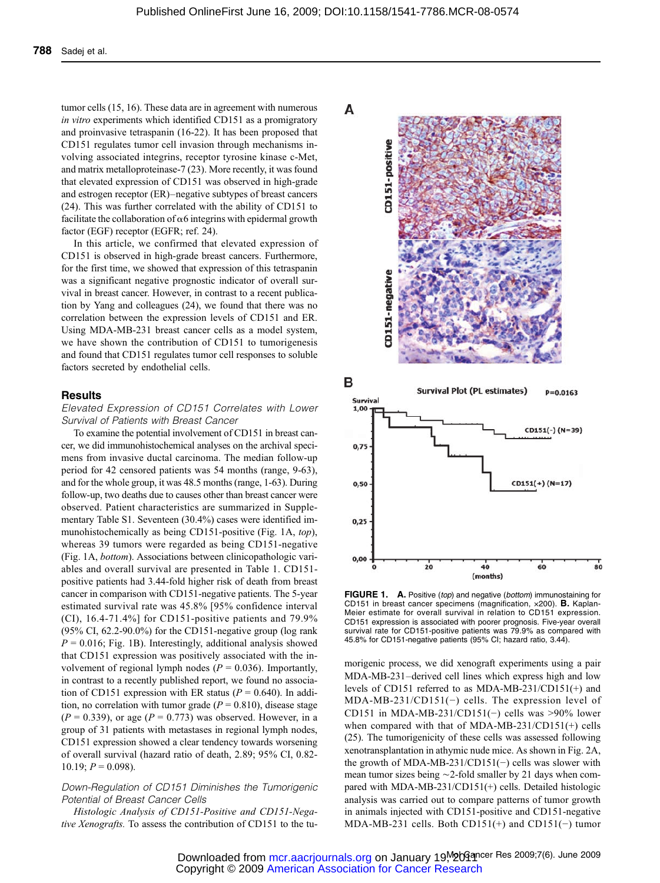tumor cells (15, 16). These data are in agreement with numerous *in vitro* experiments which identified CD151 as a promigratory and proinvasive tetraspanin (16-22). It has been proposed that CD151 regulates tumor cell invasion through mechanisms involving associated integrins, receptor tyrosine kinase c-Met, and matrix metalloproteinase-7 (23). More recently, it was found that elevated expression of CD151 was observed in high-grade and estrogen receptor (ER)–negative subtypes of breast cancers (24). This was further correlated with the ability of CD151 to facilitate the collaboration of α6 integrins with epidermal growth factor (EGF) receptor (EGFR; ref. 24).

In this article, we confirmed that elevated expression of CD151 is observed in high-grade breast cancers. Furthermore, for the first time, we showed that expression of this tetraspanin was a significant negative prognostic indicator of overall survival in breast cancer. However, in contrast to a recent publication by Yang and colleagues (24), we found that there was no correlation between the expression levels of CD151 and ER. Using MDA-MB-231 breast cancer cells as a model system, we have shown the contribution of CD151 to tumorigenesis and found that CD151 regulates tumor cell responses to soluble factors secreted by endothelial cells.

## Results

### *Elevated Expression of CD151 Correlates with Lower Survival of Patients with Breast Cancer*

To examine the potential involvement of CD151 in breast cancer, we did immunohistochemical analyses on the archival specimens from invasive ductal carcinoma. The median follow-up period for 42 censored patients was 54 months (range, 9-63), and for the whole group, it was 48.5 months (range, 1-63). During follow-up, two deaths due to causes other than breast cancer were observed. Patient characteristics are summarized in Supplementary Table S1. Seventeen (30.4%) cases were identified immunohistochemically as being CD151-positive (Fig. 1A, *top*), whereas 39 tumors were regarded as being CD151-negative (Fig. 1A, *bottom*). Associations between clinicopathologic variables and overall survival are presented in Table 1. CD151-positive patients had 3.44-fold higher risk of death from breast cancer in comparison with CD151-negative patients. The 5-year estimated survival rate was 45.8% [95% confidence interval (CI), 16.4-71.4%] for CD151-positive patients and 79.9% (95% CI, 62.2-90.0%) for the CD151-negative group (log rank $P = 0.016$; Fig. 1B). Interestingly, additional analysis showed that CD151 expression was positively associated with the involvement of regional lymph nodes ($P = 0.036$). Importantly, in contrast to a recently published report, we found no association of CD151 expression with ER status ($P = 0.640$). In addition, no correlation with tumor grade ($P = 0.810$), disease stage ($P = 0.339$), or age ($P = 0.773$) was observed. However, in a group of 31 patients with metastases in regional lymph nodes, CD151 expression showed a clear tendency towards worsening of overall survival (hazard ratio of death, 2.89; 95% CI, 0.82-10.19; $P = 0.098$).

### *Down-Regulation of CD151 Diminishes the Tumorigenic Potential of Breast Cancer Cells*

*Histologic Analysis of CD151-Positive and CD151-Negative Xenografts.* To assess the contribution of CD151 to the tumorigenic process, we did xenograft experiments using a pair MDA-MB-231–derived cell lines which express high and low levels of CD151 referred to as MDA-MB-231/CD151(+) and MDA-MB-231/CD151(−) cells. The expression level of CD151 in MDA-MB-231/CD151(−) cells was >90% lower when compared with that of MDA-MB-231/CD151(+) cells (25). The tumorigenicity of these cells was assessed following xenotransplantation in athymic nude mice. As shown in Fig. 2A, the growth of MDA-MB-231/CD151(−) cells was slower with mean tumor sizes being ~2-fold smaller by 21 days when compared with MDA-MB-231/CD151(+) cells. Detailed histologic analysis was carried out to compare patterns of tumor growth in animals injected with CD151-positive and CD151-negative MDA-MB-231 cells. Both CD151(+) and CD151(−) tumor

A

CD151-positive

CD151-negative

B

Survival Plot (PL estimates) P=0.0163

Survival

1,00

0,75

0,50

0,25

0,00

0 20 40 60 80

(months)

CD151(-) (N=39)

CD151(+) (N=17)

**FIGURE 1. A.** Positive (*top*) and negative (*bottom*) immunostaining for CD151 in breast cancer specimens (magnification, ×200). **B.** Kaplan-Meier estimate for overall survival in relation to CD151 expression. CD151 expression is associated with poorer prognosis. Five-year overall survival rate for CD151-positive patients was 79.9% as compared with 45.8% for CD151-negative patients (95% CI; hazard ratio, 3.44).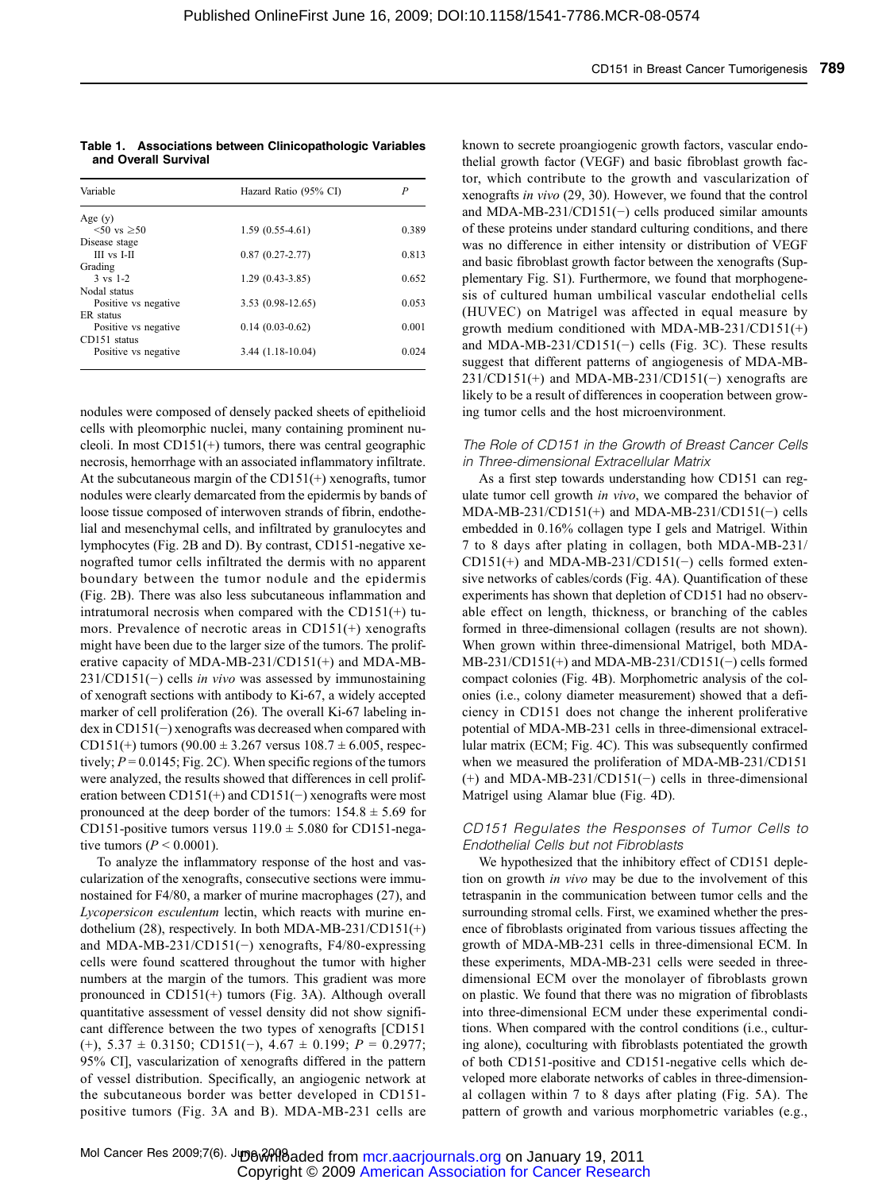**Table 1. Associations between Clinicopathologic Variables and Overall Survival**

| Variable | Hazard Ratio (95% CI) | P |
|---|---|---|
| Age (y) | | |
| <50 vs ≥50 | 1.59 (0.55-4.61) | 0.389 |
| Disease stage | | |
| III vs I-II | 0.87 (0.27-2.77) | 0.813 |
| Grading | | |
| 3 vs 1-2 | 1.29 (0.43-3.85) | 0.652 |
| Nodal status | | |
| Positive vs negative | 3.53 (0.98-12.65) | 0.053 |
| ER status | | |
| Positive vs negative | 0.14 (0.03-0.62) | 0.001 |
| CD151 status | | |
| Positive vs negative | 3.44 (1.18-10.04) | 0.024 |

nodules were composed of densely packed sheets of epithelioid cells with pleomorphic nuclei, many containing prominent nucleoli. In most CD151(+) tumors, there was central geographic necrosis, hemorrhage with an associated inflammatory infiltrate. At the subcutaneous margin of the CD151(+) xenografts, tumor nodules were clearly demarcated from the epidermis by bands of loose tissue composed of interwoven strands of fibrin, endothelial and mesenchymal cells, and infiltrated by granulocytes and lymphocytes (Fig. 2B and D). By contrast, CD151-negative xenografted tumor cells infiltrated the dermis with no apparent boundary between the tumor nodule and the epidermis (Fig. 2B). There was also less subcutaneous inflammation and intratumoral necrosis when compared with the CD151(+) tumors. Prevalence of necrotic areas in CD151(+) xenografts might have been due to the larger size of the tumors. The proliferative capacity of MDA-MB-231/CD151(+) and MDA-MB-231/CD151(−) cells *in vivo* was assessed by immunostaining of xenograft sections with antibody to Ki-67, a widely accepted marker of cell proliferation (26). The overall Ki-67 labeling index in CD151(−) xenografts was decreased when compared with CD151(+) tumors (90.00 ± 3.267 versus 108.7 ± 6.005, respectively; $P = 0.0145$; Fig. 2C). When specific regions of the tumors were analyzed, the results showed that differences in cell proliferation between CD151(+) and CD151(−) xenografts were most pronounced at the deep border of the tumors: 154.8 ± 5.69 for CD151-positive tumors versus 119.0 ± 5.080 for CD151-negative tumors ($P < 0.0001$).

To analyze the inflammatory response of the host and vascularization of the xenografts, consecutive sections were immunostained for F4/80, a marker of murine macrophages (27), and *Lycopersicon esculentum* lectin, which reacts with murine endothelium (28), respectively. In both MDA-MB-231/CD151(+) and MDA-MB-231/CD151(−) xenografts, F4/80-expressing cells were found scattered throughout the tumor with higher numbers at the margin of the tumors. This gradient was more pronounced in CD151(+) tumors (Fig. 3A). Although overall quantitative assessment of vessel density did not show significant difference between the two types of xenografts [CD151 (+), 5.37 ± 0.3150; CD151(−), 4.67 ± 0.199; $P = 0.2977$; 95% CI], vascularization of xenografts differed in the pattern of vessel distribution. Specifically, an angiogenic network at the subcutaneous border was better developed in CD151-positive tumors (Fig. 3A and B). MDA-MB-231 cells are known to secrete proangiogenic growth factors, vascular endothelial growth factor (VEGF) and basic fibroblast growth factor, which contribute to the growth and vascularization of xenografts *in vivo* (29, 30). However, we found that the control and MDA-MB-231/CD151(−) cells produced similar amounts of these proteins under standard culturing conditions, and there was no difference in either intensity or distribution of VEGF and basic fibroblast growth factor between the xenografts (Supplementary Fig. S1). Furthermore, we found that morphogenesis of cultured human umbilical vascular endothelial cells (HUVEC) on Matrigel was affected in equal measure by growth medium conditioned with MDA-MB-231/CD151(+) and MDA-MB-231/CD151(−) cells (Fig. 3C). These results suggest that different patterns of angiogenesis of MDA-MB-231/CD151(+) and MDA-MB-231/CD151(−) xenografts are likely to be a result of differences in cooperation between growing tumor cells and the host microenvironment.

### *The Role of CD151 in the Growth of Breast Cancer Cells in Three-dimensional Extracellular Matrix*

As a first step towards understanding how CD151 can regulate tumor cell growth *in vivo*, we compared the behavior of MDA-MB-231/CD151(+) and MDA-MB-231/CD151(−) cells embedded in 0.16% collagen type I gels and Matrigel. Within 7 to 8 days after plating in collagen, both MDA-MB-231/CD151(+) and MDA-MB-231/CD151(−) cells formed extensive networks of cables/cords (Fig. 4A). Quantification of these experiments has shown that depletion of CD151 had no observable effect on length, thickness, or branching of the cables formed in three-dimensional collagen (results are not shown). When grown within three-dimensional Matrigel, both MDA-MB-231/CD151(+) and MDA-MB-231/CD151(−) cells formed compact colonies (Fig. 4B). Morphometric analysis of the colonies (i.e., colony diameter measurement) showed that a deficiency in CD151 does not change the inherent proliferative potential of MDA-MB-231 cells in three-dimensional extracellular matrix (ECM; Fig. 4C). This was subsequently confirmed when we measured the proliferation of MDA-MB-231/CD151 (+) and MDA-MB-231/CD151(−) cells in three-dimensional Matrigel using Alamar blue (Fig. 4D).

### *CD151 Regulates the Responses of Tumor Cells to Endothelial Cells but not Fibroblasts*

We hypothesized that the inhibitory effect of CD151 depletion on growth *in vivo* may be due to the involvement of this tetraspanin in the communication between tumor cells and the surrounding stromal cells. First, we examined whether the presence of fibroblasts originated from various tissues affecting the growth of MDA-MB-231 cells in three-dimensional ECM. In these experiments, MDA-MB-231 cells were seeded in three-dimensional ECM over the monolayer of fibroblasts grown on plastic. We found that there was no migration of fibroblasts into three-dimensional ECM under these experimental conditions. When compared with the control conditions (i.e., culturing alone), coculturing with fibroblasts potentiated the growth of both CD151-positive and CD151-negative cells which developed more elaborate networks of cables in three-dimensional collagen within 7 to 8 days after plating (Fig. 5A). The pattern of growth and various morphometric variables (e.g.,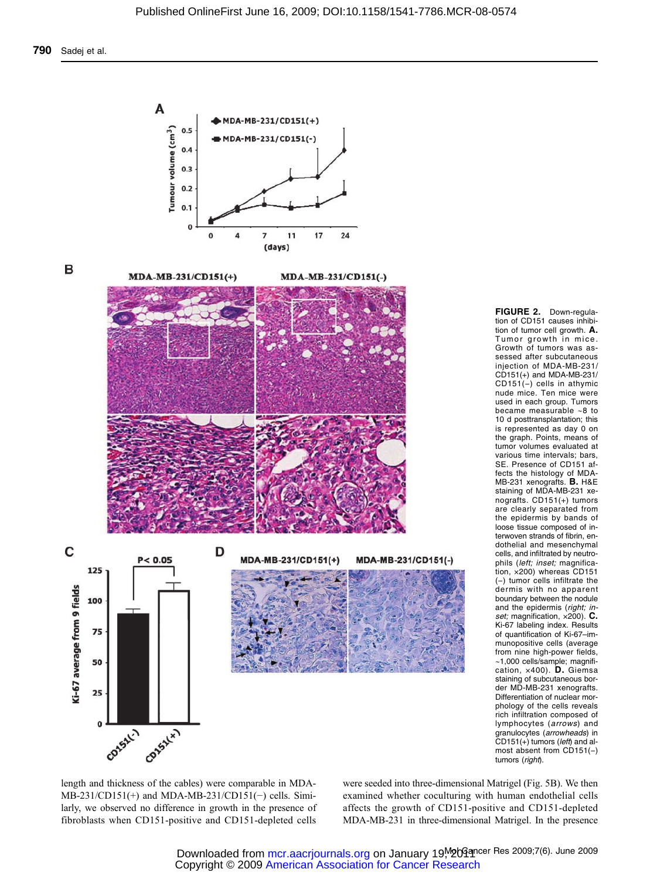A

MDA-MB-231/CD151(+)

MDA-MB-231/CD151(-)

Tumour volume (cm$^3$)

0.5
0.4
0.3
0.2
0.1
0

0 4 7 11 17 24

(days)

B

MDA-MB-231/CD151(+)

MDA-MB-231/CD151(-)

C

P< 0.05

Ki-67 average from 9 fields

125
100
75
50
25
0

CD151(-) CD151(+)

D

MDA-MB-231/CD151(+)

MDA-MB-231/CD151(-)

**FIGURE 2.** Down-regulation of CD151 causes inhibition of tumor cell growth. **A.** Tumor growth in mice. Growth of tumors was assessed after subcutaneous injection of MDA-MB-231/CD151(+) and MDA-MB-231/CD151(−) cells in athymic nude mice. Ten mice were used in each group. Tumors became measurable ~8 to 10 d posttransplantation; this is represented as day 0 on the graph. Points, means of tumor volumes evaluated at various time intervals; bars, SE. Presence of CD151 affects the histology of MDA-MB-231 xenografts. **B.** H&E staining of MDA-MB-231 xenografts. CD151(+) tumors are clearly separated from the epidermis by bands of loose tissue composed of interwoven strands of fibrin, endothelial and mesenchymal cells, and infiltrated by neutrophils (*left; inset;* magnification, ×200) whereas CD151 (−) tumor cells infiltrate the dermis with no apparent boundary between the nodule and the epidermis (*right; inset;* magnification, ×200). **C.** Ki-67 labeling index. Results of quantification of Ki-67–immunopositive cells (average from nine high-power fields, ~1,000 cells/sample; magnification, ×400). **D.** Giemsa staining of subcutaneous border MD-MB-231 xenografts. Differentiation of nuclear morphology of the cells reveals rich infiltration composed of lymphocytes (*arrows*) and granulocytes (*arrowheads*) in CD151(+) tumors (*left*) and almost absent from CD151(−) tumors (*right*).

length and thickness of the cables) were comparable in MDA-MB-231/CD151(+) and MDA-MB-231/CD151(−) cells. Similarly, we observed no difference in growth in the presence of fibroblasts when CD151-positive and CD151-depleted cells were seeded into three-dimensional Matrigel (Fig. 5B). We then examined whether coculturing with human endothelial cells affects the growth of CD151-positive and CD151-depleted MDA-MB-231 in three-dimensional Matrigel. In the presence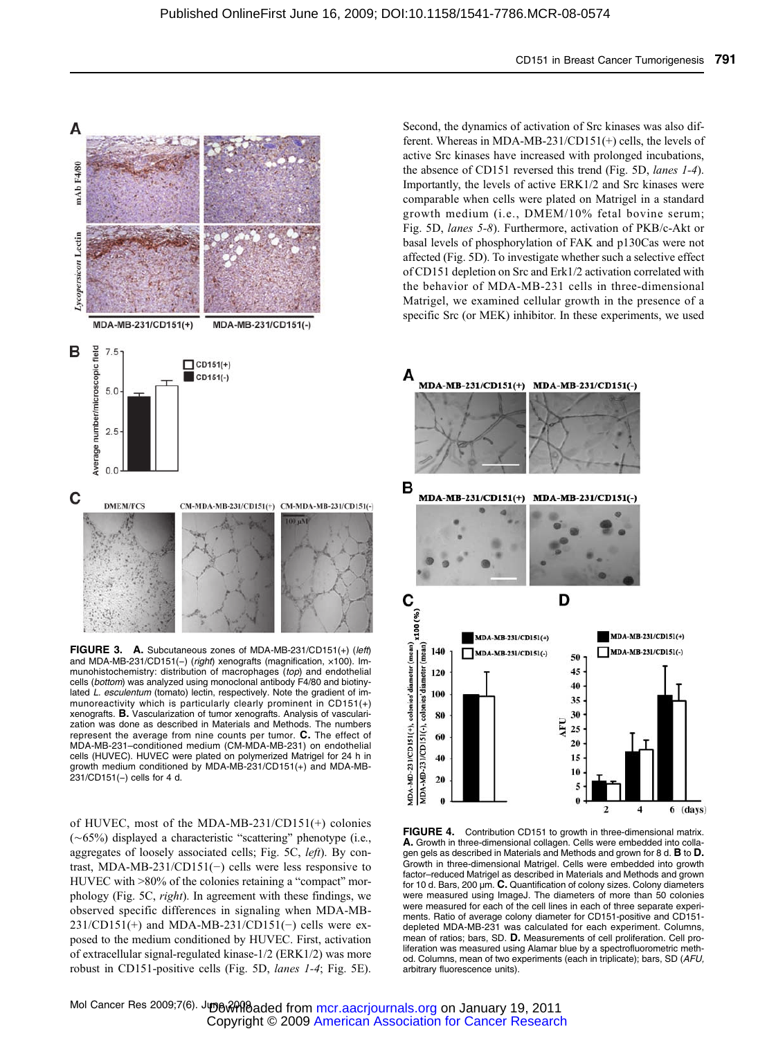A

mAb F4/80

*Lycopersicon* Lectin

MDA-MB-231/CD151(+) MDA-MB-231/CD151(-)

B

Average number/microscopic field

7.5

5.0

2.5

0.0

CD151(+)

CD151(-)

C

DMEM/FCS CM-MDA-MB-231/CD151(+) CM-MDA-MB-231/CD151(-)

100 μM

**FIGURE 3. A.** Subcutaneous zones of MDA-MB-231/CD151(+) (*left*) and MDA-MB-231/CD151(−) (*right*) xenografts (magnification, ×100). Immunohistochemistry: distribution of macrophages (*top*) and endothelial cells (*bottom*) was analyzed using monoclonal antibody F4/80 and biotinylated *L. esculentum* (tomato) lectin, respectively. Note the gradient of immunoreactivity which is particularly clearly prominent in CD151(+) xenografts. **B.** Vascularization of tumor xenografts. Analysis of vascularization was done as described in Materials and Methods. The numbers represent the average from nine counts per tumor. **C.** The effect of MDA-MB-231–conditioned medium (CM-MDA-MB-231) on endothelial cells (HUVEC). HUVEC were plated on polymerized Matrigel for 24 h in growth medium conditioned by MDA-MB-231/CD151(+) and MDA-MB-231/CD151(−) cells for 4 d.

of HUVEC, most of the MDA-MB-231/CD151(+) colonies (~65%) displayed a characteristic "scattering" phenotype (i.e., aggregates of loosely associated cells; Fig. 5C, *left*). By contrast, MDA-MB-231/CD151(−) cells were less responsive to HUVEC with >80% of the colonies retaining a "compact" morphology (Fig. 5C, *right*). In agreement with these findings, we observed specific differences in signaling when MDA-MB-231/CD151(+) and MDA-MB-231/CD151(−) cells were exposed to the medium conditioned by HUVEC. First, activation of extracellular signal-regulated kinase-1/2 (ERK1/2) was more robust in CD151-positive cells (Fig. 5D, *lanes 1-4*; Fig. 5E). Second, the dynamics of activation of Src kinases was also different. Whereas in MDA-MB-231/CD151(+) cells, the levels of active Src kinases have increased with prolonged incubations, the absence of CD151 reversed this trend (Fig. 5D, *lanes 1-4*). Importantly, the levels of active ERK1/2 and Src kinases were comparable when cells were plated on Matrigel in a standard growth medium (i.e., DMEM/10% fetal bovine serum; Fig. 5D, *lanes 5-8*). Furthermore, activation of PKB/c-Akt or basal levels of phosphorylation of FAK and p130Cas were not affected (Fig. 5D). To investigate whether such a selective effect of CD151 depletion on Src and Erk1/2 activation correlated with the behavior of MDA-MB-231 cells in three-dimensional Matrigel, we examined cellular growth in the presence of a specific Src (or MEK) inhibitor. In these experiments, we used

A

MDA-MB-231/CD151(+) MDA-MB-231/CD151(-)

B

MDA-MB-231/CD151(+) MDA-MB-231/CD151(-)

C

MDA-MD-231/CD151(+), colonies' diameter (mean) / MDA-MD-231/CD151(-), colonies' diameter (mean) x100 (%)

140

120

100

80

60

40

20

0

MDA-MB-231/CD151(+)

MDA-MB-231/CD151(-)

D

AFU

50

45

40

35

30

25

20

15

10

5

0

2 4 6 (days)

MDA-MB-231/CD151(+)

MDA-MB-231/CD151(-)

**FIGURE 4.** Contribution CD151 to growth in three-dimensional matrix. **A.** Growth in three-dimensional collagen. Cells were embedded into collagen gels as described in Materials and Methods and grown for 8 d. **B** to **D.** Growth in three-dimensional Matrigel. Cells were embedded into growth factor–reduced Matrigel as described in Materials and Methods and grown for 10 d. Bars, 200 μm. **C.** Quantification of colony sizes. Colony diameters were measured using ImageJ. The diameters of more than 50 colonies were measured for each of the cell lines in each of three separate experiments. Ratio of average colony diameter for CD151-positive and CD151-depleted MDA-MB-231 was calculated for each experiment. Columns, mean of ratios; bars, SD. **D.** Measurements of cell proliferation. Cell proliferation was measured using Alamar blue by a spectrofluorometric method. Columns, mean of two experiments (each in triplicate); bars, SD (*AFU*, arbitrary fluorescence units).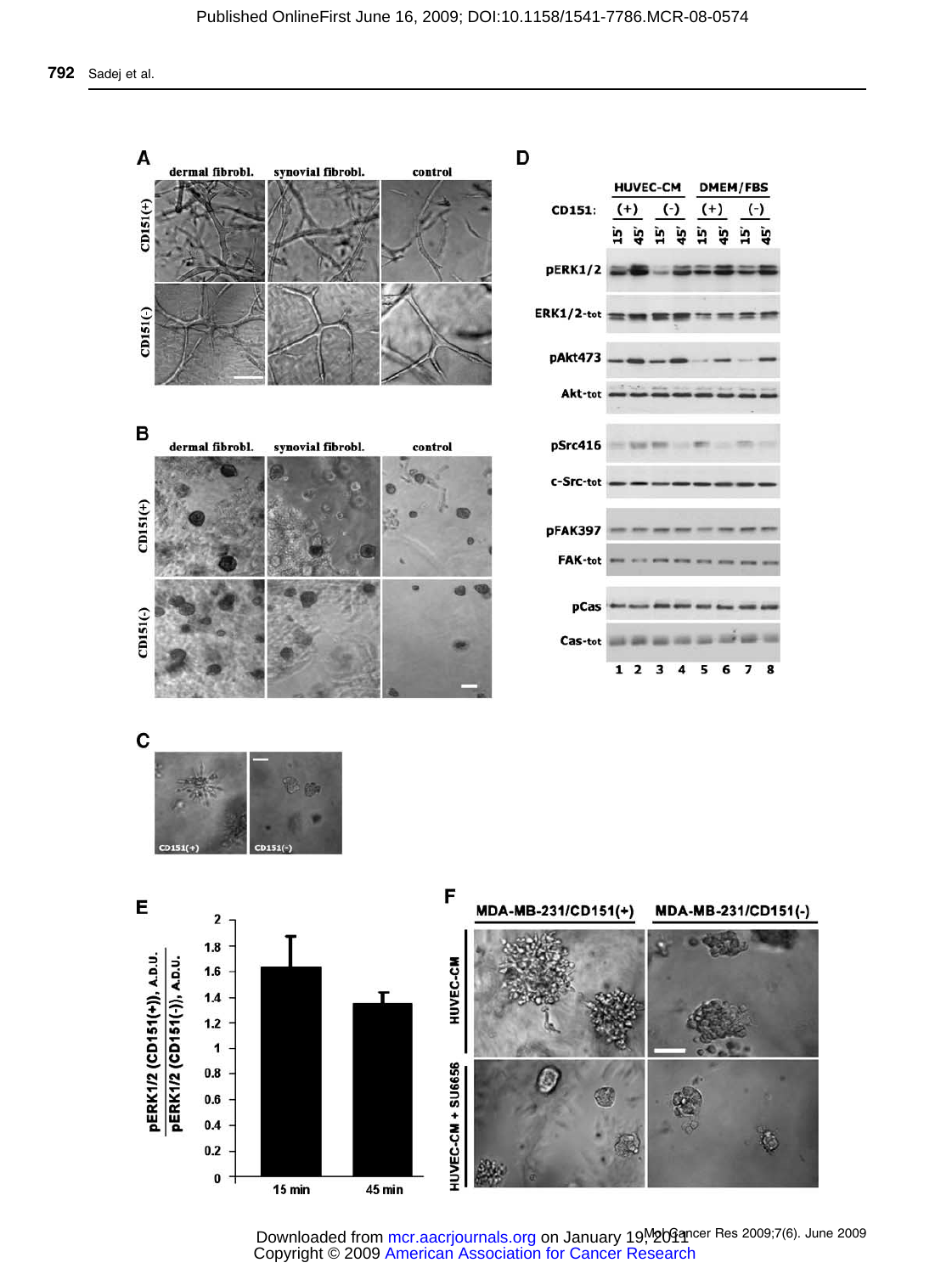A

dermal fibrobl. synovial fibrobl. control

CD151(+)

CD151(-)

B

dermal fibrobl. synovial fibrobl. control

CD151(+)

CD151(-)

C

CD151(+) CD151(-)

D

HUVEC-CM DMEM/FBS

CD151: (+) (-) (+) (-)

15' 45' 15' 45' 15' 45' 15' 45'

pERK1/2

ERK1/2-tot

pAkt473

Akt-tot

pSrc416

c-Src-tot

pFAK397

FAK-tot

pCas

Cas-tot

1 2 3 4 5 6 7 8

E

pERK1/2 (CD151(+)), A.D.U. / pERK1/2 (CD151(-)), A.D.U.

2

1.8

1.6

1.4

1.2

1

0.8

0.6

0.4

0.2

0

15 min

45 min

F

MDA-MB-231/CD151(+) MDA-MB-231/CD151(-)

HUVEC-CM

HUVEC-CM + SU6656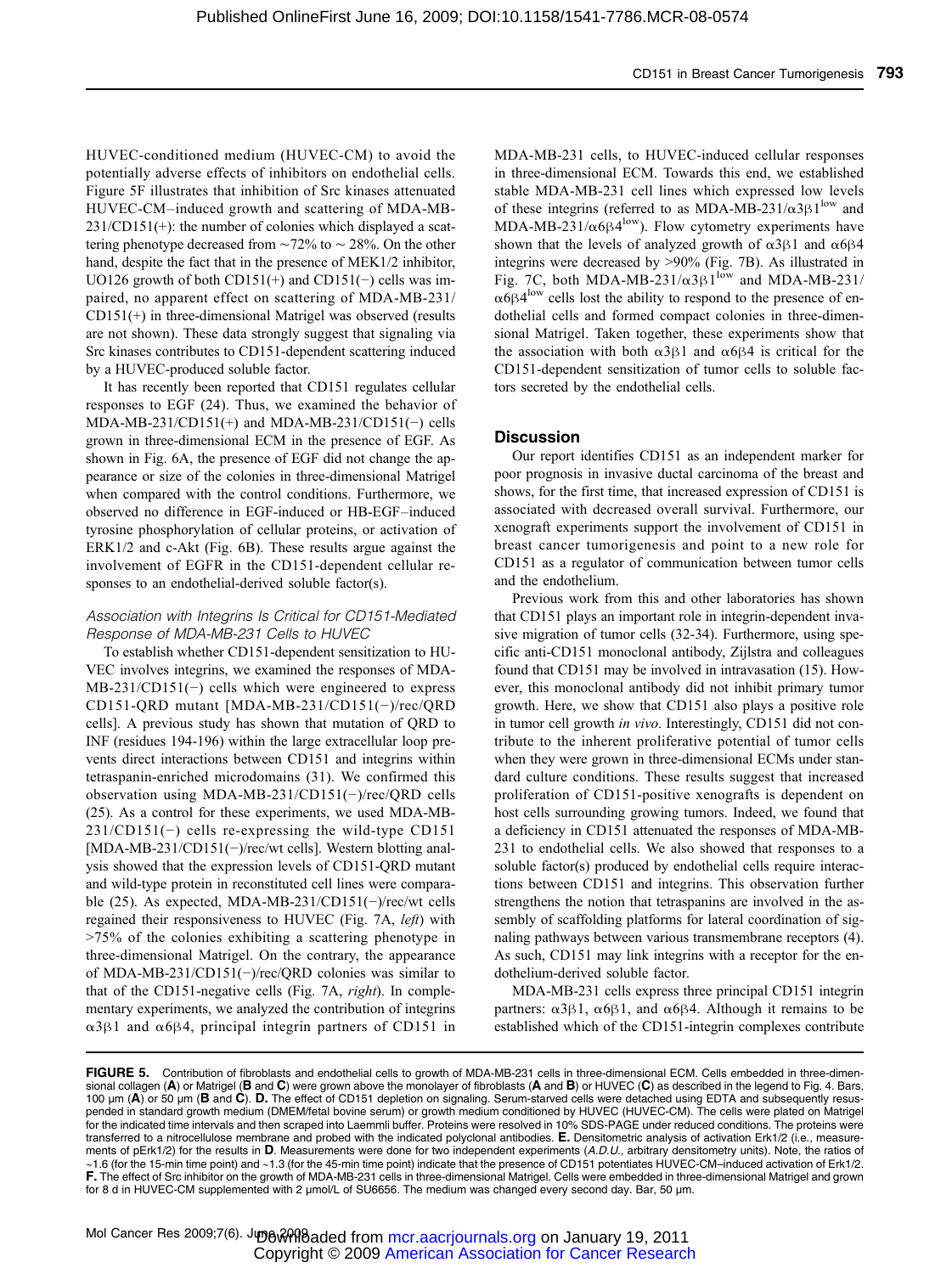HUVEC-conditioned medium (HUVEC-CM) to avoid the potentially adverse effects of inhibitors on endothelial cells. Figure 5F illustrates that inhibition of Src kinases attenuated HUVEC-CM–induced growth and scattering of MDA-MB-231/CD151(+): the number of colonies which displayed a scattering phenotype decreased from ~72% to ~ 28%. On the other hand, despite the fact that in the presence of MEK1/2 inhibitor, UO126 growth of both CD151(+) and CD151(−) cells was impaired, no apparent effect on scattering of MDA-MB-231/CD151(+) in three-dimensional Matrigel was observed (results are not shown). These data strongly suggest that signaling via Src kinases contributes to CD151-dependent scattering induced by a HUVEC-produced soluble factor.

It has recently been reported that CD151 regulates cellular responses to EGF (24). Thus, we examined the behavior of MDA-MB-231/CD151(+) and MDA-MB-231/CD151(−) cells grown in three-dimensional ECM in the presence of EGF. As shown in Fig. 6A, the presence of EGF did not change the appearance or size of the colonies in three-dimensional Matrigel when compared with the control conditions. Furthermore, we observed no difference in EGF-induced or HB-EGF–induced tyrosine phosphorylation of cellular proteins, or activation of ERK1/2 and c-Akt (Fig. 6B). These results argue against the involvement of EGFR in the CD151-dependent cellular responses to an endothelial-derived soluble factor(s).

### *Association with Integrins Is Critical for CD151-Mediated Response of MDA-MB-231 Cells to HUVEC*

To establish whether CD151-dependent sensitization to HUVEC involves integrins, we examined the responses of MDA-MB-231/CD151(−) cells which were engineered to express CD151-QRD mutant [MDA-MB-231/CD151(−)/rec/QRD cells]. A previous study has shown that mutation of QRD to INF (residues 194-196) within the large extracellular loop prevents direct interactions between CD151 and integrins within tetraspanin-enriched microdomains (31). We confirmed this observation using MDA-MB-231/CD151(−)/rec/QRD cells (25). As a control for these experiments, we used MDA-MB-231/CD151(−) cells re-expressing the wild-type CD151 [MDA-MB-231/CD151(−)/rec/wt cells]. Western blotting analysis showed that the expression levels of CD151-QRD mutant and wild-type protein in reconstituted cell lines were comparable (25). As expected, MDA-MB-231/CD151(−)/rec/wt cells regained their responsiveness to HUVEC (Fig. 7A, *left*) with >75% of the colonies exhibiting a scattering phenotype in three-dimensional Matrigel. On the contrary, the appearance of MDA-MB-231/CD151(−)/rec/QRD colonies was similar to that of the CD151-negative cells (Fig. 7A, *right*). In complementary experiments, we analyzed the contribution of integrins $\alpha3\beta1$ and $\alpha6\beta4$, principal integrin partners of CD151 in MDA-MB-231 cells, to HUVEC-induced cellular responses in three-dimensional ECM. Towards this end, we established stable MDA-MB-231 cell lines which expressed low levels of these integrins (referred to as MDA-MB-231/$\alpha3\beta1^{low}$ and MDA-MB-231/$\alpha6\beta4^{low}$). Flow cytometry experiments have shown that the levels of analyzed growth of $\alpha3\beta1$ and $\alpha6\beta4$ integrins were decreased by >90% (Fig. 7B). As illustrated in Fig. 7C, both MDA-MB-231/$\alpha3\beta1^{low}$ and MDA-MB-231/$\alpha6\beta4^{low}$ cells lost the ability to respond to the presence of endothelial cells and formed compact colonies in three-dimensional Matrigel. Taken together, these experiments show that the association with both $\alpha3\beta1$ and $\alpha6\beta4$ is critical for the CD151-dependent sensitization of tumor cells to soluble factors secreted by the endothelial cells.

## Discussion

Our report identifies CD151 as an independent marker for poor prognosis in invasive ductal carcinoma of the breast and shows, for the first time, that increased expression of CD151 is associated with decreased overall survival. Furthermore, our xenograft experiments support the involvement of CD151 in breast cancer tumorigenesis and point to a new role for CD151 as a regulator of communication between tumor cells and the endothelium.

Previous work from this and other laboratories has shown that CD151 plays an important role in integrin-dependent invasive migration of tumor cells (32-34). Furthermore, using specific anti-CD151 monoclonal antibody, Zijlstra and colleagues found that CD151 may be involved in intravasation (15). However, this monoclonal antibody did not inhibit primary tumor growth. Here, we show that CD151 also plays a positive role in tumor cell growth *in vivo*. Interestingly, CD151 did not contribute to the inherent proliferative potential of tumor cells when they were grown in three-dimensional ECMs under standard culture conditions. These results suggest that increased proliferation of CD151-positive xenografts is dependent on host cells surrounding growing tumors. Indeed, we found that a deficiency in CD151 attenuated the responses of MDA-MB-231 to endothelial cells. We also showed that responses to a soluble factor(s) produced by endothelial cells require interactions between CD151 and integrins. This observation further strengthens the notion that tetraspanins are involved in the assembly of scaffolding platforms for lateral coordination of signaling pathways between various transmembrane receptors (4). As such, CD151 may link integrins with a receptor for the endothelium-derived soluble factor.

MDA-MB-231 cells express three principal CD151 integrin partners: $\alpha3\beta1$, $\alpha6\beta1$, and $\alpha6\beta4$. Although it remains to be established which of the CD151-integrin complexes contribute

**FIGURE 5.** Contribution of fibroblasts and endothelial cells to growth of MDA-MB-231 cells in three-dimensional ECM. Cells embedded in three-dimensional collagen (**A**) or Matrigel (**B** and **C**) were grown above the monolayer of fibroblasts (**A** and **B**) or HUVEC (**C**) as described in the legend to Fig. 4. Bars, 100 μm (**A**) or 50 μm (**B** and **C**). **D.** The effect of CD151 depletion on signaling. Serum-starved cells were detached using EDTA and subsequently resuspended in standard growth medium (DMEM/fetal bovine serum) or growth medium conditioned by HUVEC (HUVEC-CM). The cells were plated on Matrigel for the indicated time intervals and then scraped into Laemmli buffer. Proteins were resolved in 10% SDS-PAGE under reduced conditions. The proteins were transferred to a nitrocellulose membrane and probed with the indicated polyclonal antibodies. **E.** Densitometric analysis of activation Erk1/2 (i.e., measurements of pErk1/2) for the results in **D**. Measurements were done for two independent experiments (*A.D.U.*, arbitrary densitometry units). Note, the ratios of ~1.6 (for the 15-min time point) and ~1.3 (for the 45-min time point) indicate that the presence of CD151 potentiates HUVEC-CM–induced activation of Erk1/2. **F.** The effect of Src inhibitor on the growth of MDA-MB-231 cells in three-dimensional Matrigel. Cells were embedded in three-dimensional Matrigel and grown for 8 d in HUVEC-CM supplemented with 2 μmol/L of SU6656. The medium was changed every second day. Bar, 50 μm.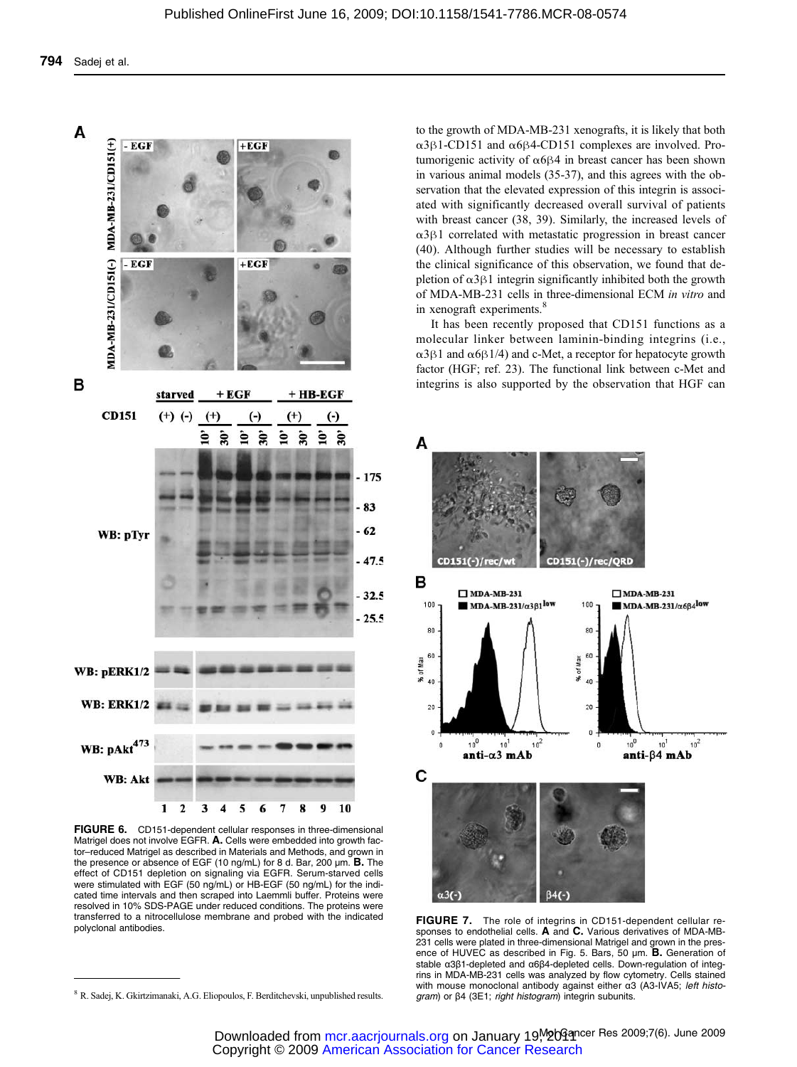A

MDA-MB-231/CD151(+)

- EGF

+EGF

MDA-MB-231/CD151(-)

- EGF

+EGF

B

starved

+ EGF

+ HB-EGF

CD151

(+) (-) (+) (-) (+) (-)

10' 30' 10' 30' 10' 30' 10' 30'

WB: pTyr

- 175

- 83

- 62

- 47.5

- 32.5

- 25.5

WB: pERK1/2

WB: ERK1/2

WB: pAkt473

WB: Akt

1 2 3 4 5 6 7 8 9 10

**FIGURE 6.** CD151-dependent cellular responses in three-dimensional Matrigel does not involve EGFR. **A.** Cells were embedded into growth factor–reduced Matrigel as described in Materials and Methods, and grown in the presence or absence of EGF (10 ng/mL) for 8 d. Bar, 200 μm. **B.** The effect of CD151 depletion on signaling via EGFR. Serum-starved cells were stimulated with EGF (50 ng/mL) or HB-EGF (50 ng/mL) for the indicated time intervals and then scraped into Laemmli buffer. Proteins were resolved in 10% SDS-PAGE under reduced conditions. The proteins were transferred to a nitrocellulose membrane and probed with the indicated polyclonal antibodies.

to the growth of MDA-MB-231 xenografts, it is likely that both α3β1-CD151 and α6β4-CD151 complexes are involved. Protumorigenic activity of α6β4 in breast cancer has been shown in various animal models (35-37), and this agrees with the observation that the elevated expression of this integrin is associated with significantly decreased overall survival of patients with breast cancer (38, 39). Similarly, the increased levels of α3β1 correlated with metastatic progression in breast cancer (40). Although further studies will be necessary to establish the clinical significance of this observation, we found that depletion of α3β1 integrin significantly inhibited both the growth of MDA-MB-231 cells in three-dimensional ECM *in vitro* and in xenograft experiments.[8]

It has been recently proposed that CD151 functions as a molecular linker between laminin-binding integrins (i.e., α3β1 and α6β1/4) and c-Met, a receptor for hepatocyte growth factor (HGF; ref. 23). The functional link between c-Met and integrins is also supported by the observation that HGF can

A

CD151(-)/rec/wt

CD151(-)/rec/QRD

B

MDA-MB-231

MDA-MB-231/α3β1low

% of Max

anti-α3 mAb

MDA-MB-231

MDA-MB-231/α6β4low

% of Max

anti-β4 mAb

C

α3(-)

β4(-)

**FIGURE 7.** The role of integrins in CD151-dependent cellular responses to endothelial cells. **A** and **C.** Various derivatives of MDA-MB-231 cells were plated in three-dimensional Matrigel and grown in the presence of HUVEC as described in Fig. 5. Bars, 50 μm. **B.** Generation of stable α3β1-depleted and α6β4-depleted cells. Down-regulation of integrins in MDA-MB-231 cells was analyzed by flow cytometry. Cells stained with mouse monoclonal antibody against either α3 (A3-IVA5; *left histogram*) or β4 (3E1; *right histogram*) integrin subunits.

[8] R. Sadej, K. Gkirtzimanaki, A.G. Eliopoulos, F. Berditchevski, unpublished results.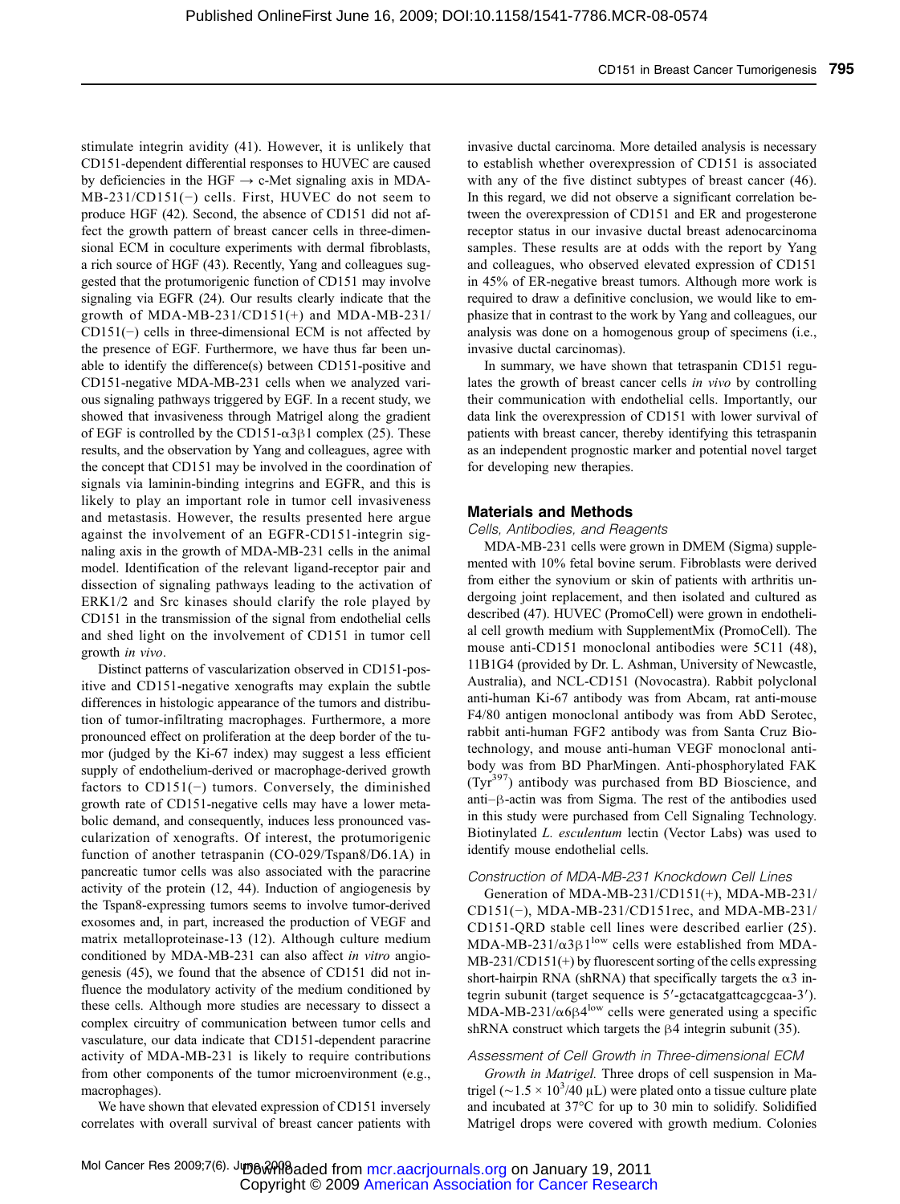stimulate integrin avidity (41). However, it is unlikely that CD151-dependent differential responses to HUVEC are caused by deficiencies in the HGF → c-Met signaling axis in MDA-MB-231/CD151(−) cells. First, HUVEC do not seem to produce HGF (42). Second, the absence of CD151 did not affect the growth pattern of breast cancer cells in three-dimensional ECM in coculture experiments with dermal fibroblasts, a rich source of HGF (43). Recently, Yang and colleagues suggested that the protumorigenic function of CD151 may involve signaling via EGFR (24). Our results clearly indicate that the growth of MDA-MB-231/CD151(+) and MDA-MB-231/CD151(−) cells in three-dimensional ECM is not affected by the presence of EGF. Furthermore, we have thus far been unable to identify the difference(s) between CD151-positive and CD151-negative MDA-MB-231 cells when we analyzed various signaling pathways triggered by EGF. In a recent study, we showed that invasiveness through Matrigel along the gradient of EGF is controlled by the CD151-$\alpha 3\beta 1$ complex (25). These results, and the observation by Yang and colleagues, agree with the concept that CD151 may be involved in the coordination of signals via laminin-binding integrins and EGFR, and this is likely to play an important role in tumor cell invasiveness and metastasis. However, the results presented here argue against the involvement of an EGFR-CD151-integrin signaling axis in the growth of MDA-MB-231 cells in the animal model. Identification of the relevant ligand-receptor pair and dissection of signaling pathways leading to the activation of ERK1/2 and Src kinases should clarify the role played by CD151 in the transmission of the signal from endothelial cells and shed light on the involvement of CD151 in tumor cell growth *in vivo*.

Distinct patterns of vascularization observed in CD151-positive and CD151-negative xenografts may explain the subtle differences in histologic appearance of the tumors and distribution of tumor-infiltrating macrophages. Furthermore, a more pronounced effect on proliferation at the deep border of the tumor (judged by the Ki-67 index) may suggest a less efficient supply of endothelium-derived or macrophage-derived growth factors to CD151(−) tumors. Conversely, the diminished growth rate of CD151-negative cells may have a lower metabolic demand, and consequently, induces less pronounced vascularization of xenografts. Of interest, the protumorigenic function of another tetraspanin (CO-029/Tspan8/D6.1A) in pancreatic tumor cells was also associated with the paracrine activity of the protein (12, 44). Induction of angiogenesis by the Tspan8-expressing tumors seems to involve tumor-derived exosomes and, in part, increased the production of VEGF and matrix metalloproteinase-13 (12). Although culture medium conditioned by MDA-MB-231 can also affect *in vitro* angiogenesis (45), we found that the absence of CD151 did not influence the modulatory activity of the medium conditioned by these cells. Although more studies are necessary to dissect a complex circuitry of communication between tumor cells and vasculature, our data indicate that CD151-dependent paracrine activity of MDA-MB-231 is likely to require contributions from other components of the tumor microenvironment (e.g., macrophages).

We have shown that elevated expression of CD151 inversely correlates with overall survival of breast cancer patients with invasive ductal carcinoma. More detailed analysis is necessary to establish whether overexpression of CD151 is associated with any of the five distinct subtypes of breast cancer (46). In this regard, we did not observe a significant correlation between the overexpression of CD151 and ER and progesterone receptor status in our invasive ductal breast adenocarcinoma samples. These results are at odds with the report by Yang and colleagues, who observed elevated expression of CD151 in 45% of ER-negative breast tumors. Although more work is required to draw a definitive conclusion, we would like to emphasize that in contrast to the work by Yang and colleagues, our analysis was done on a homogenous group of specimens (i.e., invasive ductal carcinomas).

In summary, we have shown that tetraspanin CD151 regulates the growth of breast cancer cells *in vivo* by controlling their communication with endothelial cells. Importantly, our data link the overexpression of CD151 with lower survival of patients with breast cancer, thereby identifying this tetraspanin as an independent prognostic marker and potential novel target for developing new therapies.

## Materials and Methods

### Cells, Antibodies, and Reagents

MDA-MB-231 cells were grown in DMEM (Sigma) supplemented with 10% fetal bovine serum. Fibroblasts were derived from either the synovium or skin of patients with arthritis undergoing joint replacement, and then isolated and cultured as described (47). HUVEC (PromoCell) were grown in endothelial cell growth medium with SupplementMix (PromoCell). The mouse anti-CD151 monoclonal antibodies were 5C11 (48), 11B1G4 (provided by Dr. L. Ashman, University of Newcastle, Australia), and NCL-CD151 (Novocastra). Rabbit polyclonal anti-human Ki-67 antibody was from Abcam, rat anti-mouse F4/80 antigen monoclonal antibody was from AbD Serotec, rabbit anti-human FGF2 antibody was from Santa Cruz Biotechnology, and mouse anti-human VEGF monoclonal antibody was from BD PharMingen. Anti-phosphorylated FAK ($Tyr^{397}$) antibody was purchased from BD Bioscience, and anti–β-actin was from Sigma. The rest of the antibodies used in this study were purchased from Cell Signaling Technology. Biotinylated *L. esculentum* lectin (Vector Labs) was used to identify mouse endothelial cells.

### Construction of MDA-MB-231 Knockdown Cell Lines

Generation of MDA-MB-231/CD151(+), MDA-MB-231/CD151(−), MDA-MB-231/CD151rec, and MDA-MB-231/CD151-QRD stable cell lines were described earlier (25). MDA-MB-231/$\alpha 3\beta 1^{low}$ cells were established from MDA-MB-231/CD151(+) by fluorescent sorting of the cells expressing short-hairpin RNA (shRNA) that specifically targets the α3 integrin subunit (target sequence is 5′-gctacatgattcagcgcaa-3′). MDA-MB-231/$\alpha 6\beta 4^{low}$ cells were generated using a specific shRNA construct which targets the β4 integrin subunit (35).

### Assessment of Cell Growth in Three-dimensional ECM

*Growth in Matrigel.* Three drops of cell suspension in Matrigel (~$1.5 \times 10^3$/40 μL) were plated onto a tissue culture plate and incubated at 37°C for up to 30 min to solidify. Solidified Matrigel drops were covered with growth medium. Colonies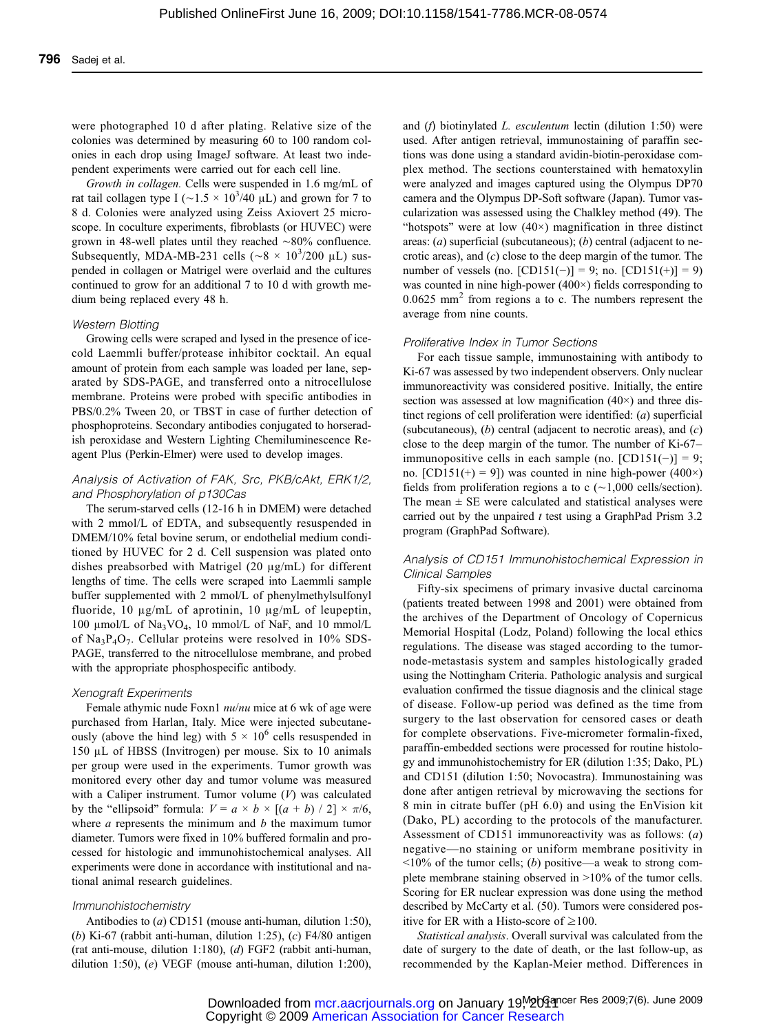were photographed 10 d after plating. Relative size of the colonies was determined by measuring 60 to 100 random colonies in each drop using ImageJ software. At least two independent experiments were carried out for each cell line.

*Growth in collagen.* Cells were suspended in 1.6 mg/mL of rat tail collagen type I (~$1.5 \times 10^3$/40 μL) and grown for 7 to 8 d. Colonies were analyzed using Zeiss Axiovert 25 microscope. In coculture experiments, fibroblasts (or HUVEC) were grown in 48-well plates until they reached ~80% confluence. Subsequently, MDA-MB-231 cells (~$8 \times 10^3$/200 μL) suspended in collagen or Matrigel were overlaid and the cultures continued to grow for an additional 7 to 10 d with growth medium being replaced every 48 h.

### Western Blotting

Growing cells were scraped and lysed in the presence of ice-cold Laemmli buffer/protease inhibitor cocktail. An equal amount of protein from each sample was loaded per lane, separated by SDS-PAGE, and transferred onto a nitrocellulose membrane. Proteins were probed with specific antibodies in PBS/0.2% Tween 20, or TBST in case of further detection of phosphoproteins. Secondary antibodies conjugated to horseradish peroxidase and Western Lighting Chemiluminescence Reagent Plus (Perkin-Elmer) were used to develop images.

### Analysis of Activation of FAK, Src, PKB/cAkt, ERK1/2, and Phosphorylation of p130Cas

The serum-starved cells (12-16 h in DMEM) were detached with 2 mmol/L of EDTA, and subsequently resuspended in DMEM/10% fetal bovine serum, or endothelial medium conditioned by HUVEC for 2 d. Cell suspension was plated onto dishes preabsorbed with Matrigel (20 μg/mL) for different lengths of time. The cells were scraped into Laemmli sample buffer supplemented with 2 mmol/L of phenylmethylsulfonyl fluoride, 10 μg/mL of aprotinin, 10 μg/mL of leupeptin, 100 μmol/L of $Na_3VO_4$, 10 mmol/L of NaF, and 10 mmol/L of $Na_3P_4O_7$. Cellular proteins were resolved in 10% SDS-PAGE, transferred to the nitrocellulose membrane, and probed with the appropriate phosphospecific antibody.

### Xenograft Experiments

Female athymic nude Foxn1 *nu/nu* mice at 6 wk of age were purchased from Harlan, Italy. Mice were injected subcutaneously (above the hind leg) with $5 \times 10^6$ cells resuspended in 150 μL of HBSS (Invitrogen) per mouse. Six to 10 animals per group were used in the experiments. Tumor growth was monitored every other day and tumor volume was measured with a Caliper instrument. Tumor volume ($V$) was calculated by the "ellipsoid" formula: $V = a \times b \times [(a + b) / 2] \times \pi/6$, where $a$ represents the minimum and $b$ the maximum tumor diameter. Tumors were fixed in 10% buffered formalin and processed for histologic and immunohistochemical analyses. All experiments were done in accordance with institutional and national animal research guidelines.

### Immunohistochemistry

Antibodies to (*a*) CD151 (mouse anti-human, dilution 1:50), (*b*) Ki-67 (rabbit anti-human, dilution 1:25), (*c*) F4/80 antigen (rat anti-mouse, dilution 1:180), (*d*) FGF2 (rabbit anti-human, dilution 1:50), (*e*) VEGF (mouse anti-human, dilution 1:200), and (*f*) biotinylated *L. esculentum* lectin (dilution 1:50) were used. After antigen retrieval, immunostaining of paraffin sections was done using a standard avidin-biotin-peroxidase complex method. The sections counterstained with hematoxylin were analyzed and images captured using the Olympus DP70 camera and the Olympus DP-Soft software (Japan). Tumor vascularization was assessed using the Chalkley method (49). The "hotspots" were at low (40×) magnification in three distinct areas: (*a*) superficial (subcutaneous); (*b*) central (adjacent to necrotic areas), and (*c*) close to the deep margin of the tumor. The number of vessels (no. [CD151(−)] = 9; no. [CD151(+)] = 9) was counted in nine high-power (400×) fields corresponding to 0.0625 $mm^2$ from regions a to c. The numbers represent the average from nine counts.

### Proliferative Index in Tumor Sections

For each tissue sample, immunostaining with antibody to Ki-67 was assessed by two independent observers. Only nuclear immunoreactivity was considered positive. Initially, the entire section was assessed at low magnification (40×) and three distinct regions of cell proliferation were identified: (*a*) superficial (subcutaneous), (*b*) central (adjacent to necrotic areas), and (*c*) close to the deep margin of the tumor. The number of Ki-67–immunopositive cells in each sample (no. [CD151(−)] = 9; no. [CD151(+) = 9]) was counted in nine high-power (400×) fields from proliferation regions a to c (~1,000 cells/section). The mean ± SE were calculated and statistical analyses were carried out by the unpaired $t$ test using a GraphPad Prism 3.2 program (GraphPad Software).

### Analysis of CD151 Immunohistochemical Expression in Clinical Samples

Fifty-six specimens of primary invasive ductal carcinoma (patients treated between 1998 and 2001) were obtained from the archives of the Department of Oncology of Copernicus Memorial Hospital (Lodz, Poland) following the local ethics regulations. The disease was staged according to the tumor-node-metastasis system and samples histologically graded using the Nottingham Criteria. Pathologic analysis and surgical evaluation confirmed the tissue diagnosis and the clinical stage of disease. Follow-up period was defined as the time from surgery to the last observation for censored cases or death for complete observations. Five-micrometer formalin-fixed, paraffin-embedded sections were processed for routine histology and immunohistochemistry for ER (dilution 1:35; Dako, PL) and CD151 (dilution 1:50; Novocastra). Immunostaining was done after antigen retrieval by microwaving the sections for 8 min in citrate buffer (pH 6.0) and using the EnVision kit (Dako, PL) according to the protocols of the manufacturer. Assessment of CD151 immunoreactivity was as follows: (*a*) negative—no staining or uniform membrane positivity in <10% of the tumor cells; (*b*) positive—a weak to strong complete membrane staining observed in >10% of the tumor cells. Scoring for ER nuclear expression was done using the method described by McCarty et al. (50). Tumors were considered positive for ER with a Histo-score of ≥100.

*Statistical analysis.* Overall survival was calculated from the date of surgery to the date of death, or the last follow-up, as recommended by the Kaplan-Meier method. Differences in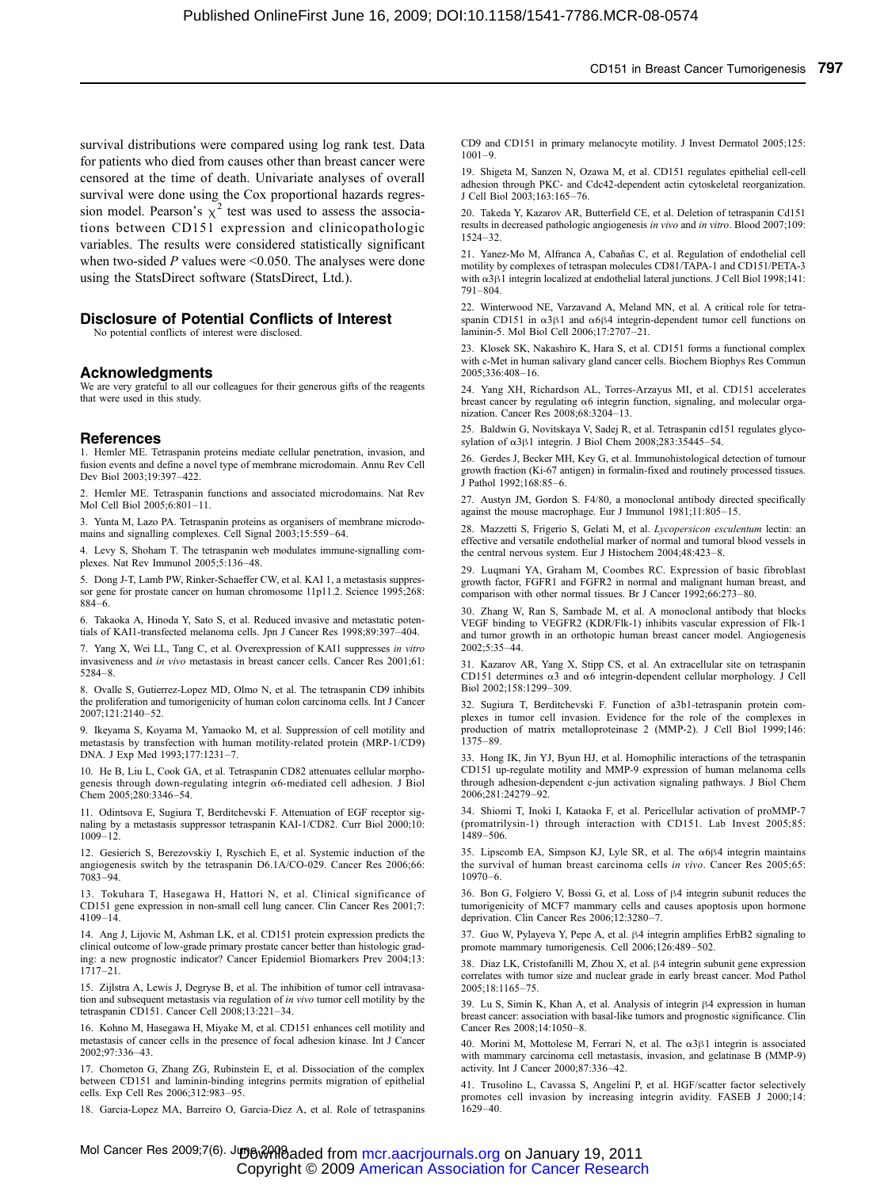survival distributions were compared using log rank test. Data for patients who died from causes other than breast cancer were censored at the time of death. Univariate analyses of overall survival were done using the Cox proportional hazards regression model. Pearson's $\chi^2$ test was used to assess the associations between CD151 expression and clinicopathologic variables. The results were considered statistically significant when two-sided $P$ values were <0.050. The analyses were done using the StatsDirect software (StatsDirect, Ltd.).

## Disclosure of Potential Conflicts of Interest

No potential conflicts of interest were disclosed.

## Acknowledgments

We are very grateful to all our colleagues for their generous gifts of the reagents that were used in this study.

## References

1. Hemler ME. Tetraspanin proteins mediate cellular penetration, invasion, and fusion events and define a novel type of membrane microdomain. Annu Rev Cell Dev Biol 2003;19:397–422.
2. Hemler ME. Tetraspanin functions and associated microdomains. Nat Rev Mol Cell Biol 2005;6:801–11.
3. Yunta M, Lazo PA. Tetraspanin proteins as organisers of membrane microdomains and signalling complexes. Cell Signal 2003;15:559–64.
4. Levy S, Shoham T. The tetraspanin web modulates immune-signalling complexes. Nat Rev Immunol 2005;5:136–48.
5. Dong J-T, Lamb PW, Rinker-Schaeffer CW, et al. KAI 1, a metastasis suppressor gene for prostate cancer on human chromosome 11p11.2. Science 1995;268: 884–6.
6. Takaoka A, Hinoda Y, Sato S, et al. Reduced invasive and metastatic potentials of KAI1-transfected melanoma cells. Jpn J Cancer Res 1998;89:397–404.
7. Yang X, Wei LL, Tang C, et al. Overexpression of KAI1 suppresses *in vitro* invasiveness and *in vivo* metastasis in breast cancer cells. Cancer Res 2001;61: 5284–8.
8. Ovalle S, Gutierrez-Lopez MD, Olmo N, et al. The tetraspanin CD9 inhibits the proliferation and tumorigenicity of human colon carcinoma cells. Int J Cancer 2007;121:2140–52.
9. Ikeyama S, Koyama M, Yamaoko M, et al. Suppression of cell motility and metastasis by transfection with human motility-related protein (MRP-1/CD9) DNA. J Exp Med 1993;177:1231–7.
10. He B, Liu L, Cook GA, et al. Tetraspanin CD82 attenuates cellular morphogenesis through down-regulating integrin α6-mediated cell adhesion. J Biol Chem 2005;280:3346–54.
11. Odintsova E, Sugiura T, Berditchevski F. Attenuation of EGF receptor signaling by a metastasis suppressor tetraspanin KAI-1/CD82. Curr Biol 2000;10: 1009–12.
12. Gesierich S, Berezovskiy I, Ryschich E, et al. Systemic induction of the angiogenesis switch by the tetraspanin D6.1A/CO-029. Cancer Res 2006;66: 7083–94.
13. Tokuhara T, Hasegawa H, Hattori N, et al. Clinical significance of CD151 gene expression in non-small cell lung cancer. Clin Cancer Res 2001;7: 4109–14.
14. Ang J, Lijovic M, Ashman LK, et al. CD151 protein expression predicts the clinical outcome of low-grade primary prostate cancer better than histologic grading: a new prognostic indicator? Cancer Epidemiol Biomarkers Prev 2004;13: 1717–21.
15. Zijlstra A, Lewis J, Degryse B, et al. The inhibition of tumor cell intravasation and subsequent metastasis via regulation of *in vivo* tumor cell motility by the tetraspanin CD151. Cancer Cell 2008;13:221–34.
16. Kohno M, Hasegawa H, Miyake M, et al. CD151 enhances cell motility and metastasis of cancer cells in the presence of focal adhesion kinase. Int J Cancer 2002;97:336–43.
17. Chometon G, Zhang ZG, Rubinstein E, et al. Dissociation of the complex between CD151 and laminin-binding integrins permits migration of epithelial cells. Exp Cell Res 2006;312:983–95.
18. Garcia-Lopez MA, Barreiro O, Garcia-Diez A, et al. Role of tetraspanins CD9 and CD151 in primary melanocyte motility. J Invest Dermatol 2005;125: 1001–9.
19. Shigeta M, Sanzen N, Ozawa M, et al. CD151 regulates epithelial cell-cell adhesion through PKC- and Cdc42-dependent actin cytoskeletal reorganization. J Cell Biol 2003;163:165–76.
20. Takeda Y, Kazarov AR, Butterfield CE, et al. Deletion of tetraspanin Cd151 results in decreased pathologic angiogenesis *in vivo* and *in vitro*. Blood 2007;109: 1524–32.
21. Yanez-Mo M, Alfranca A, Cabañas C, et al. Regulation of endothelial cell motility by complexes of tetraspan molecules CD81/TAPA-1 and CD151/PETA-3 with α3β1 integrin localized at endothelial lateral junctions. J Cell Biol 1998;141: 791–804.
22. Winterwood NE, Varzavand A, Meland MN, et al. A critical role for tetraspanin CD151 in α3β1 and α6β4 integrin-dependent tumor cell functions on laminin-5. Mol Biol Cell 2006;17:2707–21.
23. Klosek SK, Nakashiro K, Hara S, et al. CD151 forms a functional complex with c-Met in human salivary gland cancer cells. Biochem Biophys Res Commun 2005;336:408–16.
24. Yang XH, Richardson AL, Torres-Arzayus MI, et al. CD151 accelerates breast cancer by regulating α6 integrin function, signaling, and molecular organization. Cancer Res 2008;68:3204–13.
25. Baldwin G, Novitskaya V, Sadej R, et al. Tetraspanin cd151 regulates glycosylation of α3β1 integrin. J Biol Chem 2008;283:35445–54.
26. Gerdes J, Becker MH, Key G, et al. Immunohistological detection of tumour growth fraction (Ki-67 antigen) in formalin-fixed and routinely processed tissues. J Pathol 1992;168:85–6.
27. Austyn JM, Gordon S. F4/80, a monoclonal antibody directed specifically against the mouse macrophage. Eur J Immunol 1981;11:805–15.
28. Mazzetti S, Frigerio S, Gelati M, et al. *Lycopersicon esculentum* lectin: an effective and versatile endothelial marker of normal and tumoral blood vessels in the central nervous system. Eur J Histochem 2004;48:423–8.
29. Luqmani YA, Graham M, Coombes RC. Expression of basic fibroblast growth factor, FGFR1 and FGFR2 in normal and malignant human breast, and comparison with other normal tissues. Br J Cancer 1992;66:273–80.
30. Zhang W, Ran S, Sambade M, et al. A monoclonal antibody that blocks VEGF binding to VEGFR2 (KDR/Flk-1) inhibits vascular expression of Flk-1 and tumor growth in an orthotopic human breast cancer model. Angiogenesis 2002;5:35–44.
31. Kazarov AR, Yang X, Stipp CS, et al. An extracellular site on tetraspanin CD151 determines α3 and α6 integrin-dependent cellular morphology. J Cell Biol 2002;158:1299–309.
32. Sugiura T, Berditchevski F. Function of a3b1-tetraspanin protein complexes in tumor cell invasion. Evidence for the role of the complexes in production of matrix metalloproteinase 2 (MMP-2). J Cell Biol 1999;146: 1375–89.
33. Hong IK, Jin YJ, Byun HJ, et al. Homophilic interactions of the tetraspanin CD151 up-regulate motility and MMP-9 expression of human melanoma cells through adhesion-dependent c-jun activation signaling pathways. J Biol Chem 2006;281:24279–92.
34. Shiomi T, Inoki I, Kataoka F, et al. Pericellular activation of proMMP-7 (promatrilysin-1) through interaction with CD151. Lab Invest 2005;85: 1489–506.
35. Lipscomb EA, Simpson KJ, Lyle SR, et al. The α6β4 integrin maintains the survival of human breast carcinoma cells *in vivo*. Cancer Res 2005;65: 10970–6.
36. Bon G, Folgiero V, Bossi G, et al. Loss of β4 integrin subunit reduces the tumorigenicity of MCF7 mammary cells and causes apoptosis upon hormone deprivation. Clin Cancer Res 2006;12:3280–7.
37. Guo W, Pylayeva Y, Pepe A, et al. β4 integrin amplifies ErbB2 signaling to promote mammary tumorigenesis. Cell 2006;126:489–502.
38. Diaz LK, Cristofanilli M, Zhou X, et al. β4 integrin subunit gene expression correlates with tumor size and nuclear grade in early breast cancer. Mod Pathol 2005;18:1165–75.
39. Lu S, Simin K, Khan A, et al. Analysis of integrin β4 expression in human breast cancer: association with basal-like tumors and prognostic significance. Clin Cancer Res 2008;14:1050–8.
40. Morini M, Mottolese M, Ferrari N, et al. The α3β1 integrin is associated with mammary carcinoma cell metastasis, invasion, and gelatinase B (MMP-9) activity. Int J Cancer 2000;87:336–42.
41. Trusolino L, Cavassa S, Angelini P, et al. HGF/scatter factor selectively promotes cell invasion by increasing integrin avidity. FASEB J 2000;14: 1629–40.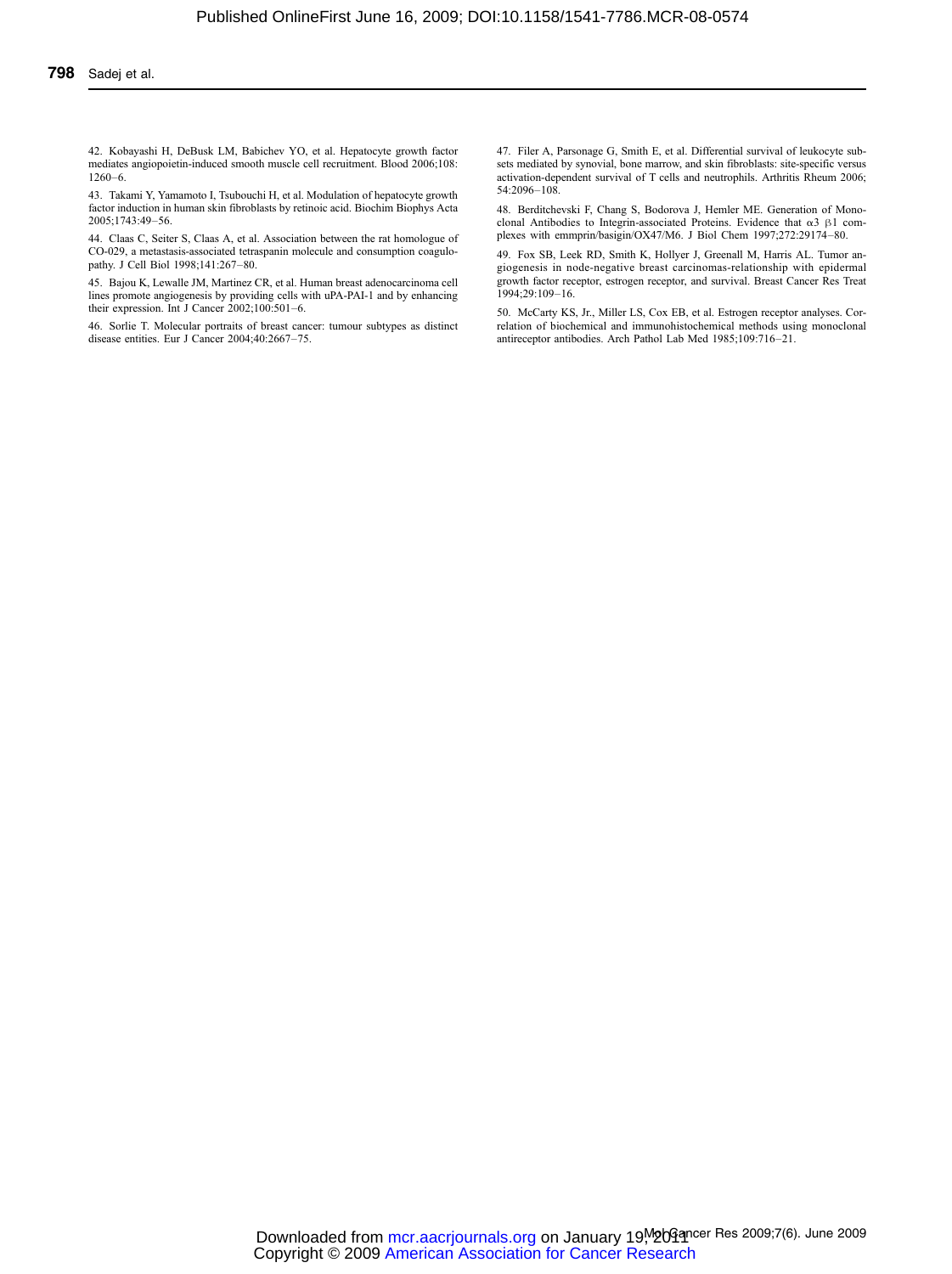42. Kobayashi H, DeBusk LM, Babichev YO, et al. Hepatocyte growth factor mediates angiopoietin-induced smooth muscle cell recruitment. Blood 2006;108:1260–6.

43. Takami Y, Yamamoto I, Tsubouchi H, et al. Modulation of hepatocyte growth factor induction in human skin fibroblasts by retinoic acid. Biochim Biophys Acta 2005;1743:49–56.

44. Claas C, Seiter S, Claas A, et al. Association between the rat homologue of CO-029, a metastasis-associated tetraspanin molecule and consumption coagulopathy. J Cell Biol 1998;141:267–80.

45. Bajou K, Lewalle JM, Martinez CR, et al. Human breast adenocarcinoma cell lines promote angiogenesis by providing cells with uPA-PAI-1 and by enhancing their expression. Int J Cancer 2002;100:501–6.

46. Sorlie T. Molecular portraits of breast cancer: tumour subtypes as distinct disease entities. Eur J Cancer 2004;40:2667–75.

47. Filer A, Parsonage G, Smith E, et al. Differential survival of leukocyte subsets mediated by synovial, bone marrow, and skin fibroblasts: site-specific versus activation-dependent survival of T cells and neutrophils. Arthritis Rheum 2006;54:2096–108.

48. Berditchevski F, Chang S, Bodorova J, Hemler ME. Generation of Monoclonal Antibodies to Integrin-associated Proteins. Evidence that α3 β1 complexes with emmprin/basigin/OX47/M6. J Biol Chem 1997;272:29174–80.

49. Fox SB, Leek RD, Smith K, Hollyer J, Greenall M, Harris AL. Tumor angiogenesis in node-negative breast carcinomas-relationship with epidermal growth factor receptor, estrogen receptor, and survival. Breast Cancer Res Treat 1994;29:109–16.

50. McCarty KS, Jr., Miller LS, Cox EB, et al. Estrogen receptor analyses. Correlation of biochemical and immunohistochemical methods using monoclonal antireceptor antibodies. Arch Pathol Lab Med 1985;109:716–21.